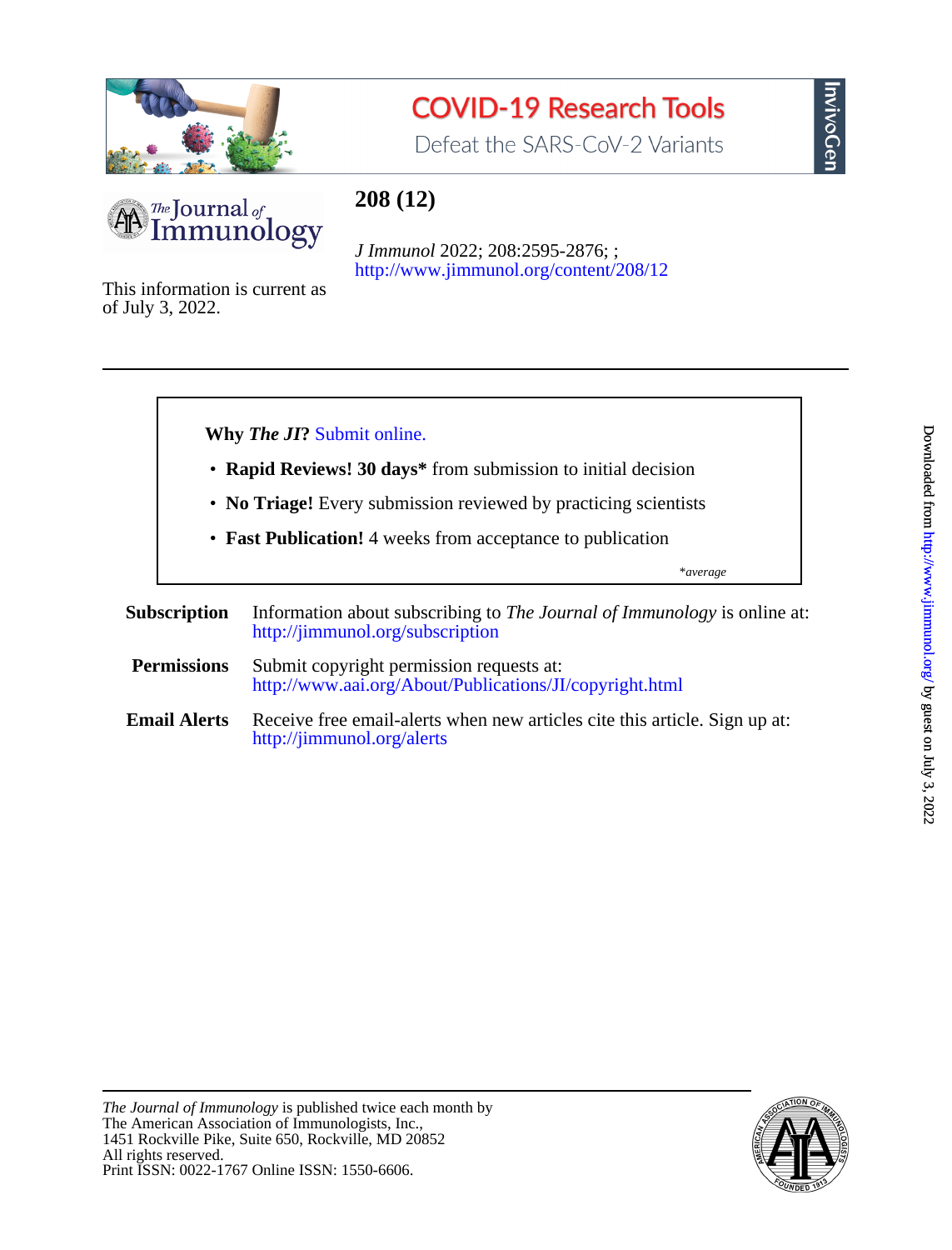COVID-19 Research Tools

Defeat the SARS-CoV-2 Variants

InvivoGen

The Journal of Immunology

# 208 (12)

*J Immunol* 2022; 208:2595-2876; ;
http://www.jimmunol.org/content/208/12

This information is current as of July 3, 2022.

---

**Why *The JI*?** Submit online.

- **Rapid Reviews! 30 days*** from submission to initial decision
- **No Triage!** Every submission reviewed by practicing scientists
- **Fast Publication!** 4 weeks from acceptance to publication

*\*average*

**Subscription** Information about subscribing to *The Journal of Immunology* is online at: http://jimmunol.org/subscription

**Permissions** Submit copyright permission requests at: http://www.aai.org/About/Publications/JI/copyright.html

**Email Alerts** Receive free email-alerts when new articles cite this article. Sign up at: http://jimmunol.org/alerts

---

*The Journal of Immunology* is published twice each month by
The American Association of Immunologists, Inc.,
1451 Rockville Pike, Suite 650, Rockville, MD 20852
All rights reserved.
Print ISSN: 0022-1767 Online ISSN: 1550-6606.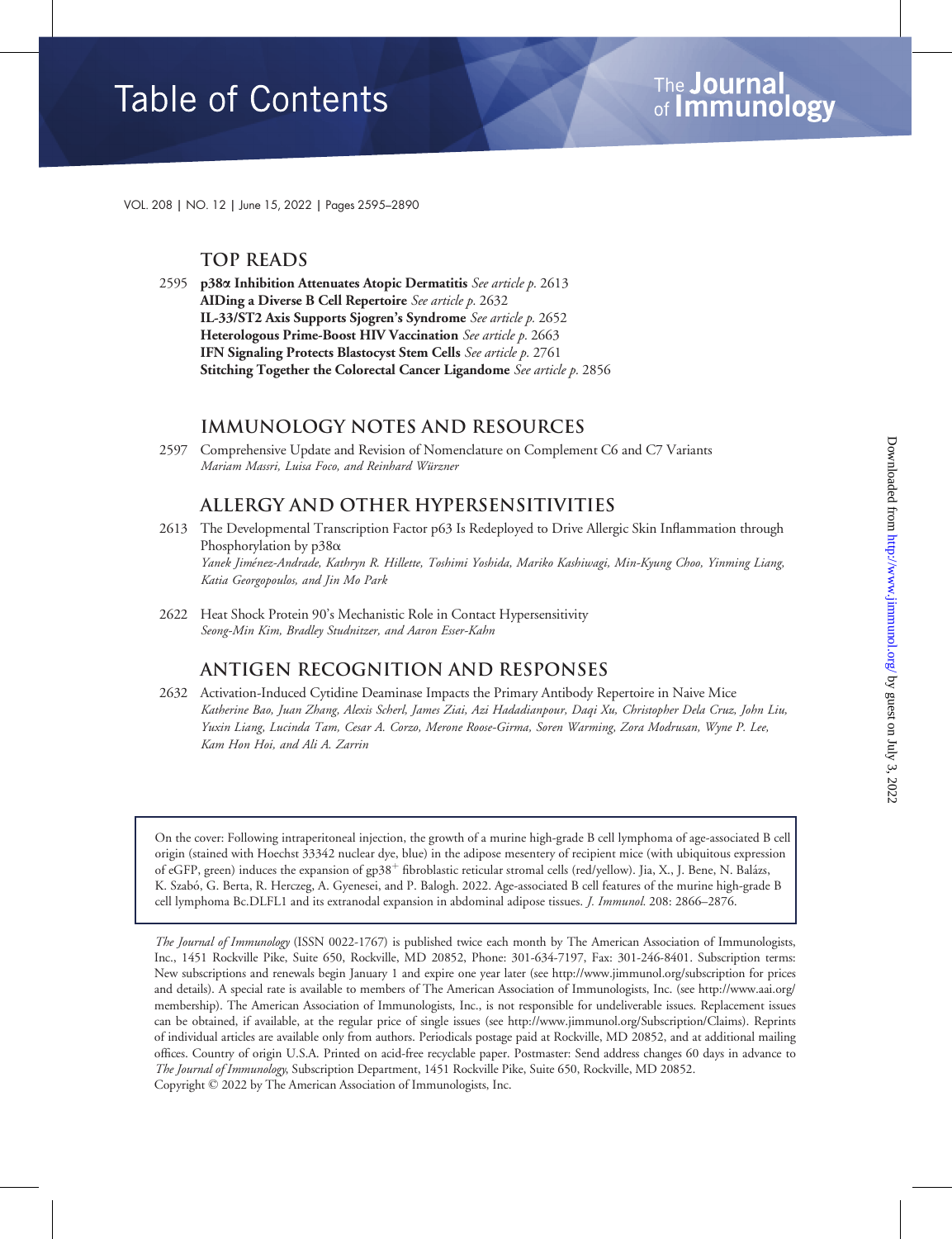# Table of Contents

The Journal of Immunology

VOL. 208 | NO. 12 | June 15, 2022 | Pages 2595–2890

## TOP READS

2595 **p38α Inhibition Attenuates Atopic Dermatitis** *See article p.* 2613
**AIDing a Diverse B Cell Repertoire** *See article p.* 2632
**IL-33/ST2 Axis Supports Sjogren's Syndrome** *See article p.* 2652
**Heterologous Prime-Boost HIV Vaccination** *See article p.* 2663
**IFN Signaling Protects Blastocyst Stem Cells** *See article p.* 2761
**Stitching Together the Colorectal Cancer Ligandome** *See article p.* 2856

## IMMUNOLOGY NOTES AND RESOURCES

2597 Comprehensive Update and Revision of Nomenclature on Complement C6 and C7 Variants
*Mariam Massri, Luisa Foco, and Reinhard Würzner*

## ALLERGY AND OTHER HYPERSENSITIVITIES

2613 The Developmental Transcription Factor p63 Is Redeployed to Drive Allergic Skin Inflammation through Phosphorylation by p38α
*Yanek Jiménez-Andrade, Kathryn R. Hillette, Toshimi Yoshida, Mariko Kashiwagi, Min-Kyung Choo, Yinming Liang, Katia Georgopoulos, and Jin Mo Park*

2622 Heat Shock Protein 90's Mechanistic Role in Contact Hypersensitivity
*Seong-Min Kim, Bradley Studnitzer, and Aaron Esser-Kahn*

## ANTIGEN RECOGNITION AND RESPONSES

2632 Activation-Induced Cytidine Deaminase Impacts the Primary Antibody Repertoire in Naive Mice
*Katherine Bao, Juan Zhang, Alexis Scherl, James Ziai, Azi Hadadianpour, Daqi Xu, Christopher Dela Cruz, John Liu, Yuxin Liang, Lucinda Tam, Cesar A. Corzo, Merone Roose-Girma, Soren Warming, Zora Modrusan, Wyne P. Lee, Kam Hon Hoi, and Ali A. Zarrin*

On the cover: Following intraperitoneal injection, the growth of a murine high-grade B cell lymphoma of age-associated B cell origin (stained with Hoechst 33342 nuclear dye, blue) in the adipose mesentery of recipient mice (with ubiquitous expression of eGFP, green) induces the expansion of gp38$^{+}$ fibroblastic reticular stromal cells (red/yellow). Jia, X., J. Bene, N. Balázs, K. Szabó, G. Berta, R. Herczeg, A. Gyenesei, and P. Balogh. 2022. Age-associated B cell features of the murine high-grade B cell lymphoma Bc.DLFL1 and its extranodal expansion in abdominal adipose tissues. *J. Immunol.* 208: 2866–2876.

*The Journal of Immunology* (ISSN 0022-1767) is published twice each month by The American Association of Immunologists, Inc., 1451 Rockville Pike, Suite 650, Rockville, MD 20852, Phone: 301-634-7197, Fax: 301-246-8401. Subscription terms: New subscriptions and renewals begin January 1 and expire one year later (see http://www.jimmunol.org/subscription for prices and details). A special rate is available to members of The American Association of Immunologists, Inc. (see http://www.aai.org/membership). The American Association of Immunologists, Inc., is not responsible for undeliverable issues. Replacement issues can be obtained, if available, at the regular price of single issues (see http://www.jimmunol.org/Subscription/Claims). Reprints of individual articles are available only from authors. Periodicals postage paid at Rockville, MD 20852, and at additional mailing offices. Country of origin U.S.A. Printed on acid-free recyclable paper. Postmaster: Send address changes 60 days in advance to *The Journal of Immunology*, Subscription Department, 1451 Rockville Pike, Suite 650, Rockville, MD 20852.
Copyright © 2022 by The American Association of Immunologists, Inc.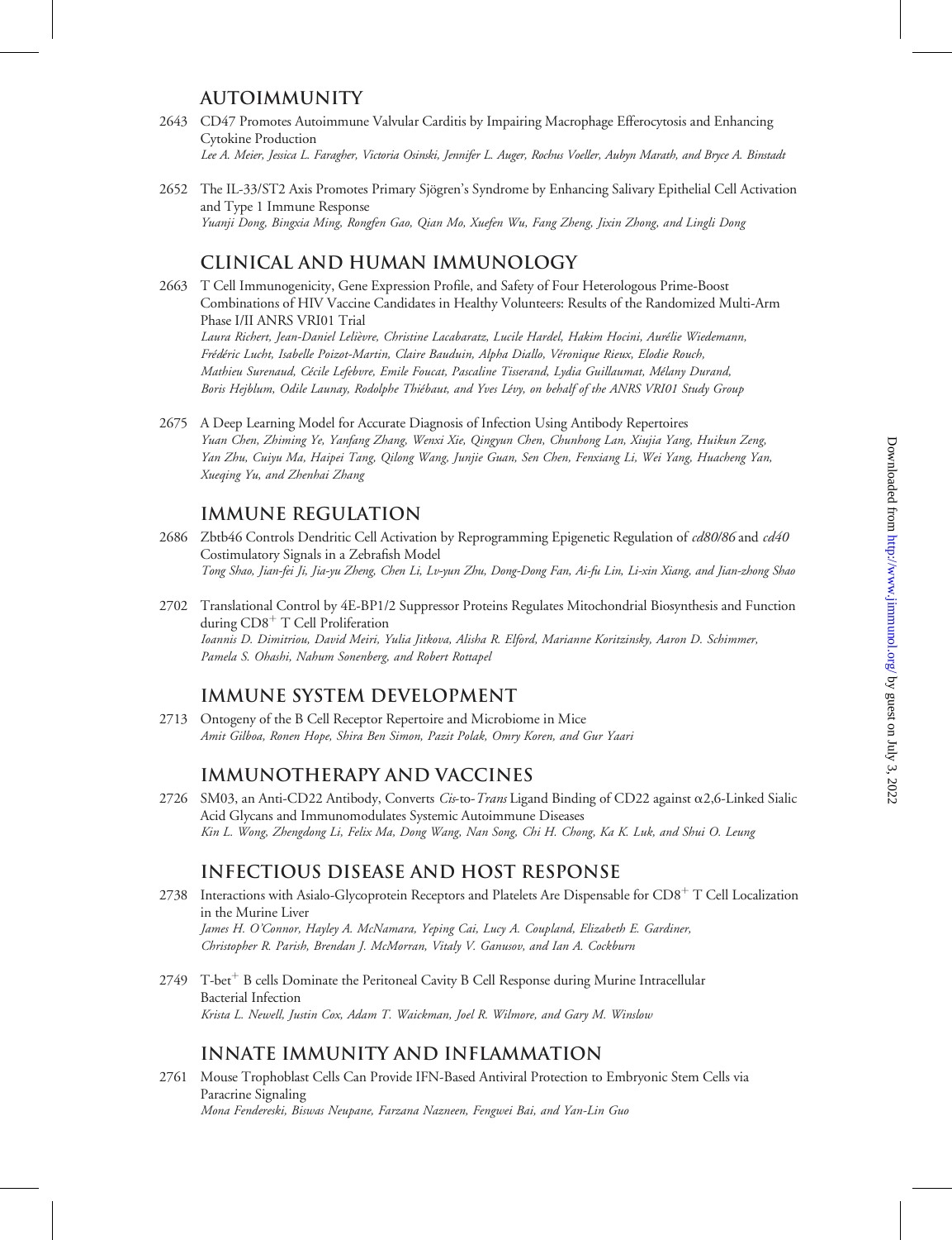## AUTOIMMUNITY

2643 CD47 Promotes Autoimmune Valvular Carditis by Impairing Macrophage Efferocytosis and Enhancing Cytokine Production
*Lee A. Meier, Jessica L. Faragher, Victoria Osinski, Jennifer L. Auger, Rochus Voeller, Aubyn Marath, and Bryce A. Binstadt*

2652 The IL-33/ST2 Axis Promotes Primary Sjögren's Syndrome by Enhancing Salivary Epithelial Cell Activation and Type 1 Immune Response
*Yuanji Dong, Bingxia Ming, Rongfen Gao, Qian Mo, Xuefen Wu, Fang Zheng, Jixin Zhong, and Lingli Dong*

## CLINICAL AND HUMAN IMMUNOLOGY

2663 T Cell Immunogenicity, Gene Expression Profile, and Safety of Four Heterologous Prime-Boost Combinations of HIV Vaccine Candidates in Healthy Volunteers: Results of the Randomized Multi-Arm Phase I/II ANRS VRI01 Trial
*Laura Richert, Jean-Daniel Lelièvre, Christine Lacabaratz, Lucile Hardel, Hakim Hocini, Aurélie Wiedemann, Frédéric Lucht, Isabelle Poizot-Martin, Claire Bauduin, Alpha Diallo, Véronique Rieux, Elodie Rouch, Mathieu Surenaud, Cécile Lefebvre, Emile Foucat, Pascaline Tisserand, Lydia Guillaumat, Mélany Durand, Boris Hejblum, Odile Launay, Rodolphe Thiébaut, and Yves Lévy, on behalf of the ANRS VRI01 Study Group*

2675 A Deep Learning Model for Accurate Diagnosis of Infection Using Antibody Repertoires
*Yuan Chen, Zhiming Ye, Yanfang Zhang, Wenxi Xie, Qingyun Chen, Chunhong Lan, Xiujia Yang, Huikun Zeng, Yan Zhu, Cuiyu Ma, Haipei Tang, Qilong Wang, Junjie Guan, Sen Chen, Fenxiang Li, Wei Yang, Huacheng Yan, Xueqing Yu, and Zhenhai Zhang*

## IMMUNE REGULATION

2686 Zbtb46 Controls Dendritic Cell Activation by Reprogramming Epigenetic Regulation of *cd80/86* and *cd40* Costimulatory Signals in a Zebrafish Model
*Tong Shao, Jian-fei Ji, Jia-yu Zheng, Chen Li, Lv-yun Zhu, Dong-Dong Fan, Ai-fu Lin, Li-xin Xiang, and Jian-zhong Shao*

2702 Translational Control by 4E-BP1/2 Suppressor Proteins Regulates Mitochondrial Biosynthesis and Function during $CD8^+$ T Cell Proliferation
*Ioannis D. Dimitriou, David Meiri, Yulia Jitkova, Alisha R. Elford, Marianne Koritzinsky, Aaron D. Schimmer, Pamela S. Ohashi, Nahum Sonenberg, and Robert Rottapel*

## IMMUNE SYSTEM DEVELOPMENT

2713 Ontogeny of the B Cell Receptor Repertoire and Microbiome in Mice
*Amit Gilboa, Ronen Hope, Shira Ben Simon, Pazit Polak, Omry Koren, and Gur Yaari*

## IMMUNOTHERAPY AND VACCINES

2726 SM03, an Anti-CD22 Antibody, Converts *Cis*-to-*Trans* Ligand Binding of CD22 against α2,6-Linked Sialic Acid Glycans and Immunomodulates Systemic Autoimmune Diseases
*Kin L. Wong, Zhengdong Li, Felix Ma, Dong Wang, Nan Song, Chi H. Chong, Ka K. Luk, and Shui O. Leung*

## INFECTIOUS DISEASE AND HOST RESPONSE

2738 Interactions with Asialo-Glycoprotein Receptors and Platelets Are Dispensable for $CD8^+$ T Cell Localization in the Murine Liver
*James H. O'Connor, Hayley A. McNamara, Yeping Cai, Lucy A. Coupland, Elizabeth E. Gardiner, Christopher R. Parish, Brendan J. McMorran, Vitaly V. Ganusov, and Ian A. Cockburn*

2749 T-bet$^+$ B cells Dominate the Peritoneal Cavity B Cell Response during Murine Intracellular Bacterial Infection
*Krista L. Newell, Justin Cox, Adam T. Waickman, Joel R. Wilmore, and Gary M. Winslow*

## INNATE IMMUNITY AND INFLAMMATION

2761 Mouse Trophoblast Cells Can Provide IFN-Based Antiviral Protection to Embryonic Stem Cells via Paracrine Signaling
*Mona Fendereski, Biswas Neupane, Farzana Nazneen, Fengwei Bai, and Yan-Lin Guo*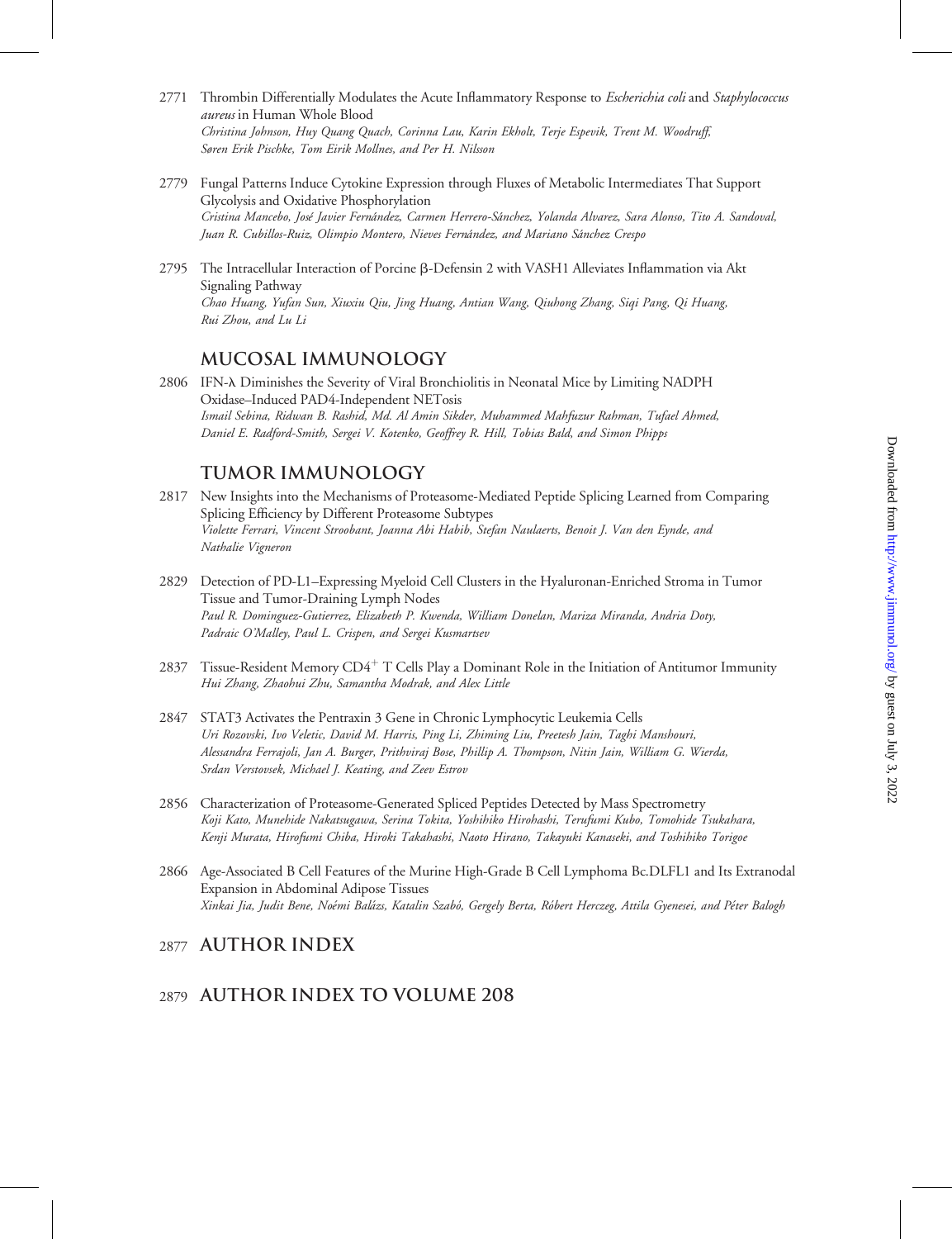2771 Thrombin Differentially Modulates the Acute Inflammatory Response to *Escherichia coli* and *Staphylococcus aureus* in Human Whole Blood
*Christina Johnson, Huy Quang Quach, Corinna Lau, Karin Ekholt, Terje Espevik, Trent M. Woodruff, Søren Erik Pischke, Tom Eirik Mollnes, and Per H. Nilsson*

2779 Fungal Patterns Induce Cytokine Expression through Fluxes of Metabolic Intermediates That Support Glycolysis and Oxidative Phosphorylation
*Cristina Mancebo, José Javier Fernández, Carmen Herrero-Sánchez, Yolanda Alvarez, Sara Alonso, Tito A. Sandoval, Juan R. Cubillos-Ruiz, Olimpio Montero, Nieves Fernández, and Mariano Sánchez Crespo*

2795 The Intracellular Interaction of Porcine β-Defensin 2 with VASH1 Alleviates Inflammation via Akt Signaling Pathway
*Chao Huang, Yufan Sun, Xiuxiu Qiu, Jing Huang, Antian Wang, Qiuhong Zhang, Siqi Pang, Qi Huang, Rui Zhou, and Lu Li*

## MUCOSAL IMMUNOLOGY

2806 IFN-λ Diminishes the Severity of Viral Bronchiolitis in Neonatal Mice by Limiting NADPH Oxidase–Induced PAD4-Independent NETosis
*Ismail Sebina, Ridwan B. Rashid, Md. Al Amin Sikder, Muhammed Mahfuzur Rahman, Tufael Ahmed, Daniel E. Radford-Smith, Sergei V. Kotenko, Geoffrey R. Hill, Tobias Bald, and Simon Phipps*

## TUMOR IMMUNOLOGY

2817 New Insights into the Mechanisms of Proteasome-Mediated Peptide Splicing Learned from Comparing Splicing Efficiency by Different Proteasome Subtypes
*Violette Ferrari, Vincent Stroobant, Joanna Abi Habib, Stefan Naulaerts, Benoit J. Van den Eynde, and Nathalie Vigneron*

2829 Detection of PD-L1–Expressing Myeloid Cell Clusters in the Hyaluronan-Enriched Stroma in Tumor Tissue and Tumor-Draining Lymph Nodes
*Paul R. Dominguez-Gutierrez, Elizabeth P. Kwenda, William Donelan, Mariza Miranda, Andria Doty, Padraic O'Malley, Paul L. Crispen, and Sergei Kusmartsev*

2837 Tissue-Resident Memory $CD4^+$ T Cells Play a Dominant Role in the Initiation of Antitumor Immunity
*Hui Zhang, Zhaohui Zhu, Samantha Modrak, and Alex Little*

2847 STAT3 Activates the Pentraxin 3 Gene in Chronic Lymphocytic Leukemia Cells
*Uri Rozovski, Ivo Veletic, David M. Harris, Ping Li, Zhiming Liu, Preetesh Jain, Taghi Manshouri, Alessandra Ferrajoli, Jan A. Burger, Prithviraj Bose, Phillip A. Thompson, Nitin Jain, William G. Wierda, Srdan Verstovsek, Michael J. Keating, and Zeev Estrov*

2856 Characterization of Proteasome-Generated Spliced Peptides Detected by Mass Spectrometry
*Koji Kato, Munehide Nakatsugawa, Serina Tokita, Yoshihiko Hirohashi, Terufumi Kubo, Tomohide Tsukahara, Kenji Murata, Hirofumi Chiba, Hiroki Takahashi, Naoto Hirano, Takayuki Kanaseki, and Toshihiko Torigoe*

2866 Age-Associated B Cell Features of the Murine High-Grade B Cell Lymphoma Bc.DLFL1 and Its Extranodal Expansion in Abdominal Adipose Tissues
*Xinkai Jia, Judit Bene, Noémi Balázs, Katalin Szabó, Gergely Berta, Róbert Herczeg, Attila Gyenesei, and Péter Balogh*

## 2877 AUTHOR INDEX

## 2879 AUTHOR INDEX TO VOLUME 208